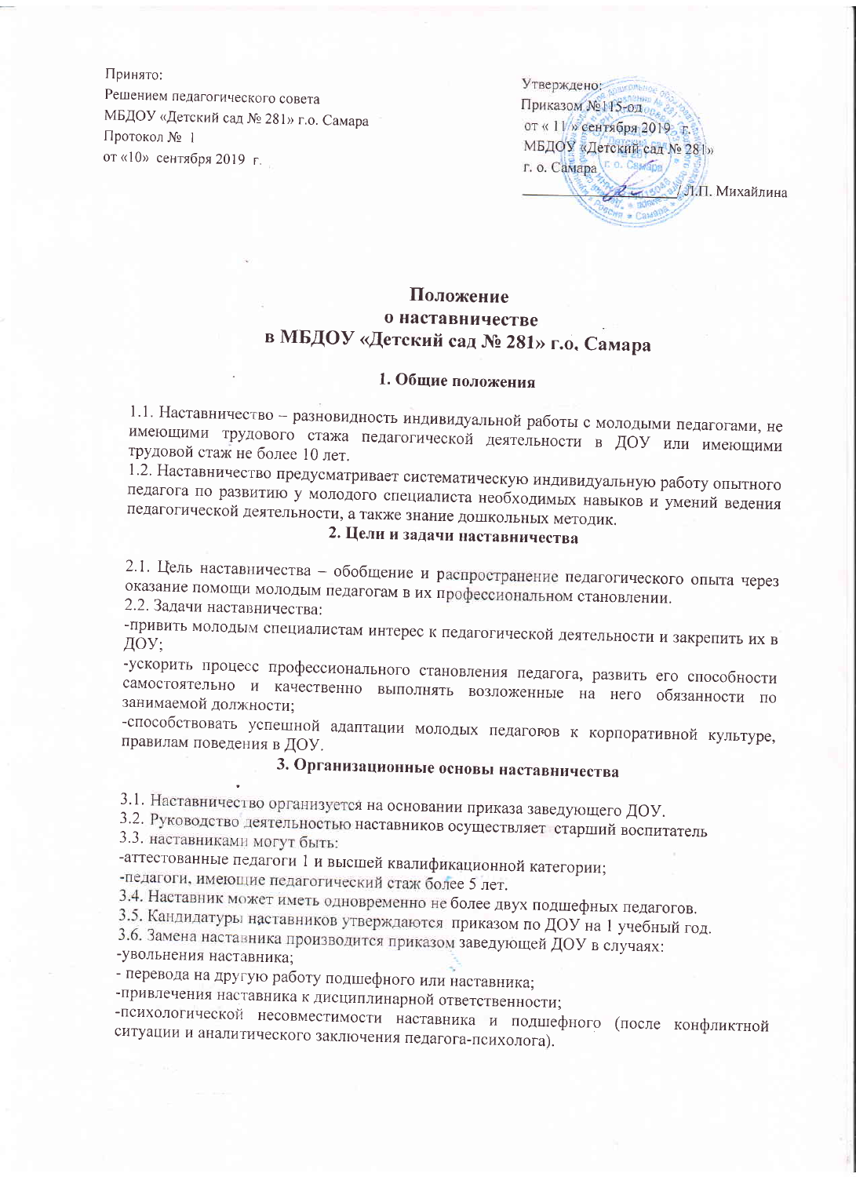Принято:
Решением педагогического совета
МБДОУ «Детский сад № 281» г.о. Самара
Протокол № 1
от «10» сентября 2019 г.

Утверждено:
Приказом №115-од
от « 11 » сентября 2019 г.
МБДОУ «Детский сад № 281»
г. о. Самара
_______________ Л.П. Михайлина

# Положение
# о наставничестве
# в МБДОУ «Детский сад № 281» г.о. Самара

## 1. Общие положения

1.1. Наставничество – разновидность индивидуальной работы с молодыми педагогами, не имеющими трудового стажа педагогической деятельности в ДОУ или имеющими трудовой стаж не более 10 лет.

1.2. Наставничество предусматривает систематическую индивидуальную работу опытного педагога по развитию у молодого специалиста необходимых навыков и умений ведения педагогической деятельности, а также знание дошкольных методик.

## 2. Цели и задачи наставничества

2.1. Цель наставничества – обобщение и распространение педагогического опыта через оказание помощи молодым педагогам в их профессиональном становлении.

2.2. Задачи наставничества:

-привить молодым специалистам интерес к педагогической деятельности и закрепить их в ДОУ;

-ускорить процесс профессионального становления педагога, развить его способности самостоятельно и качественно выполнять возложенные на него обязанности по занимаемой должности;

-способствовать успешной адаптации молодых педагогов к корпоративной культуре, правилам поведения в ДОУ.

## 3. Организационные основы наставничества

3.1. Наставничество организуется на основании приказа заведующего ДОУ.

3.2. Руководство деятельностью наставников осуществляет старший воспитатель

3.3. наставниками могут быть:

-аттестованные педагоги 1 и высшей квалификационной категории;

-педагоги, имеющие педагогический стаж более 5 лет.

3.4. Наставник может иметь одновременно не более двух подшефных педагогов.

3.5. Кандидатуры наставников утверждаются приказом по ДОУ на 1 учебный год.

3.6. Замена наставника производится приказом заведующей ДОУ в случаях:

-увольнения наставника;

- перевода на другую работу подшефного или наставника;

-привлечения наставника к дисциплинарной ответственности;

-психологической несовместимости наставника и подшефного (после конфликтной ситуации и аналитического заключения педагога-психолога).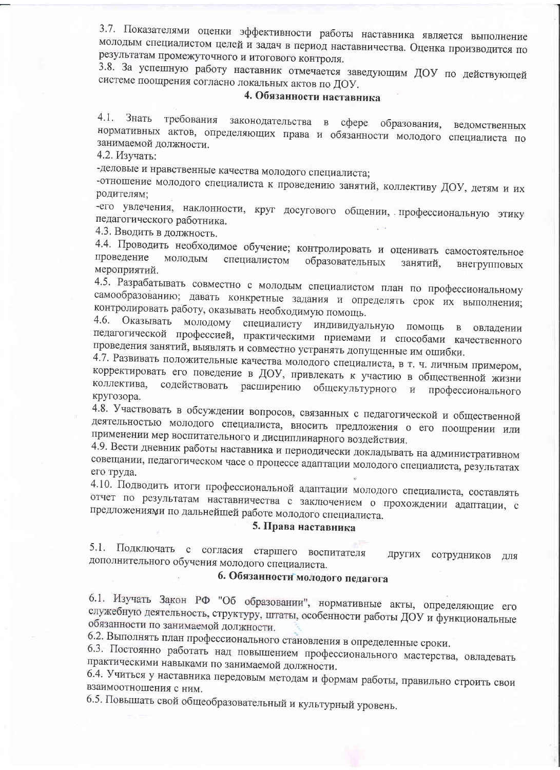3.7. Показателями оценки эффективности работы наставника является выполнение молодым специалистом целей и задач в период наставничества. Оценка производится по результатам промежуточного и итогового контроля.

3.8. За успешную работу наставник отмечается заведующим ДОУ по действующей системе поощрения согласно локальных актов по ДОУ.

## 4. Обязанности наставника

4.1. Знать требования законодательства в сфере образования, ведомственных нормативных актов, определяющих права и обязанности молодого специалиста по занимаемой должности.

4.2. Изучать:

-деловые и нравственные качества молодого специалиста;

-отношение молодого специалиста к проведению занятий, коллективу ДОУ, детям и их родителям;

-его увлечения, наклонности, круг досугового общении, профессиональную этику педагогического работника.

4.3. Вводить в должность.

4.4. Проводить необходимое обучение; контролировать и оценивать самостоятельное проведение молодым специалистом образовательных занятий, внегрупповых мероприятий.

4.5. Разрабатывать совместно с молодым специалистом план по профессиональному самообразованию; давать конкретные задания и определять срок их выполнения; контролировать работу, оказывать необходимую помощь.

4.6. Оказывать молодому специалисту индивидуальную помощь в овладении педагогической профессией, практическими приемами и способами качественного проведения занятий, выявлять и совместно устранять допущенные им ошибки.

4.7. Развивать положительные качества молодого специалиста, в т. ч. личным примером, корректировать его поведение в ДОУ, привлекать к участию в общественной жизни коллектива, содействовать расширению общекультурного и профессионального кругозора.

4.8. Участвовать в обсуждении вопросов, связанных с педагогической и общественной деятельностью молодого специалиста, вносить предложения о его поощрении или применении мер воспитательного и дисциплинарного воздействия.

4.9. Вести дневник работы наставника и периодически докладывать на административном совещании, педагогическом часе о процессе адаптации молодого специалиста, результатах его труда.

4.10. Подводить итоги профессиональной адаптации молодого специалиста, составлять отчет по результатам наставничества с заключением о прохождении адаптации, с предложениями по дальнейшей работе молодого специалиста.

## 5. Права наставника

5.1. Подключать с согласия старшего воспитателя других сотрудников для дополнительного обучения молодого специалиста.

## 6. Обязанности молодого педагога

6.1. Изучать Закон РФ "Об образовании", нормативные акты, определяющие его служебную деятельность, структуру, штаты, особенности работы ДОУ и функциональные обязанности по занимаемой должности.

6.2. Выполнять план профессионального становления в определенные сроки.

6.3. Постоянно работать над повышением профессионального мастерства, овладевать практическими навыками по занимаемой должности.

6.4. Учиться у наставника передовым методам и формам работы, правильно строить свои взаимоотношения с ним.

6.5. Повышать свой общеобразовательный и культурный уровень.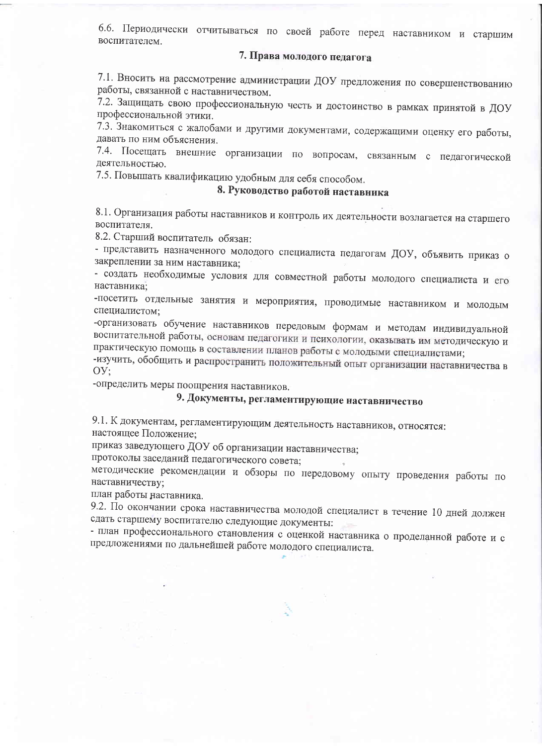6.6. Периодически отчитываться по своей работе перед наставником и старшим воспитателем.

## 7. Права молодого педагога

7.1. Вносить на рассмотрение администрации ДОУ предложения по совершенствованию работы, связанной с наставничеством.
7.2. Защищать свою профессиональную честь и достоинство в рамках принятой в ДОУ профессиональной этики.
7.3. Знакомиться с жалобами и другими документами, содержащими оценку его работы, давать по ним объяснения.
7.4. Посещать внешние организации по вопросам, связанным с педагогической деятельностью.
7.5. Повышать квалификацию удобным для себя способом.

## 8. Руководство работой наставника

8.1. Организация работы наставников и контроль их деятельности возлагается на старшего воспитателя.
8.2. Старший воспитатель обязан:
- представить назначенного молодого специалиста педагогам ДОУ, объявить приказ о закреплении за ним наставника;
- создать необходимые условия для совместной работы молодого специалиста и его наставника;
-посетить отдельные занятия и мероприятия, проводимые наставником и молодым специалистом;
-организовать обучение наставников передовым формам и методам индивидуальной воспитательной работы, основам педагогики и психологии, оказывать им методическую и практическую помощь в составлении планов работы с молодыми специалистами;
-изучить, обобщить и распространить положительный опыт организации наставничества в ОУ;
-определить меры поощрения наставников.

## 9. Документы, регламентирующие наставничество

9.1. К документам, регламентирующим деятельность наставников, относятся:
настоящее Положение;
приказ заведующего ДОУ об организации наставничества;
протоколы заседаний педагогического совета;
методические рекомендации и обзоры по передовому опыту проведения работы по наставничеству;
план работы наставника.
9.2. По окончании срока наставничества молодой специалист в течение 10 дней должен сдать старшему воспитателю следующие документы:
- план профессионального становления с оценкой наставника о проделанной работе и с предложениями по дальнейшей работе молодого специалиста.